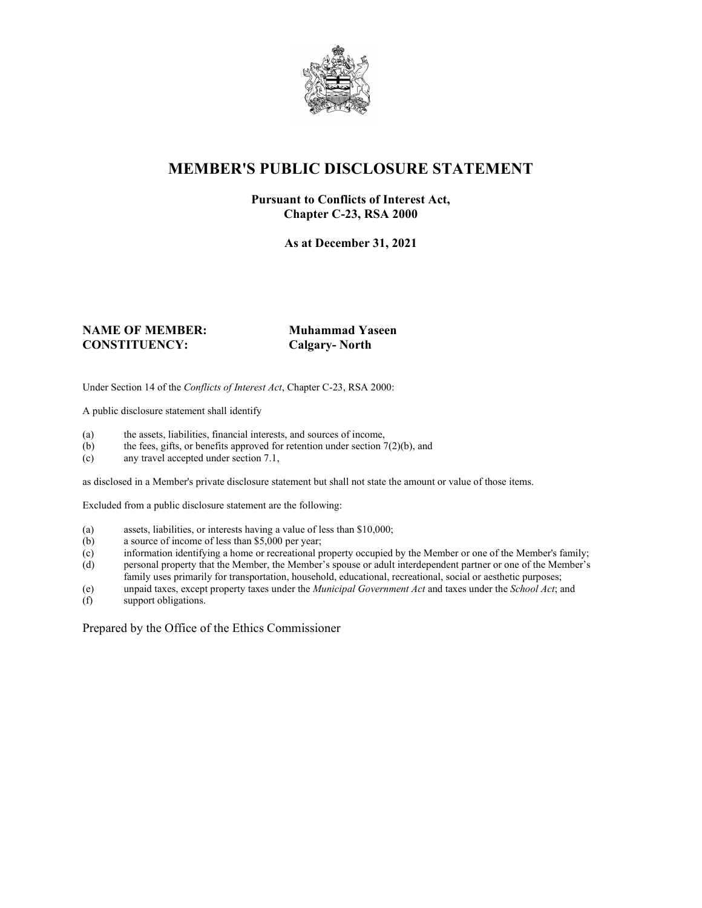# MEMBER'S PUBLIC DISCLOSURE STATEMENT

**Pursuant to Conflicts of Interest Act, Chapter C-23, RSA 2000**

**As at December 31, 2021**

**NAME OF MEMBER:** **Muhammad Yaseen**
**CONSTITUENCY:** **Calgary- North**

Under Section 14 of the *Conflicts of Interest Act*, Chapter C-23, RSA 2000:

A public disclosure statement shall identify

(a) the assets, liabilities, financial interests, and sources of income,
(b) the fees, gifts, or benefits approved for retention under section 7(2)(b), and
(c) any travel accepted under section 7.1,

as disclosed in a Member's private disclosure statement but shall not state the amount or value of those items.

Excluded from a public disclosure statement are the following:

(a) assets, liabilities, or interests having a value of less than $10,000;
(b) a source of income of less than $5,000 per year;
(c) information identifying a home or recreational property occupied by the Member or one of the Member's family;
(d) personal property that the Member, the Member's spouse or adult interdependent partner or one of the Member's family uses primarily for transportation, household, educational, recreational, social or aesthetic purposes;
(e) unpaid taxes, except property taxes under the *Municipal Government Act* and taxes under the *School Act*; and
(f) support obligations.

Prepared by the Office of the Ethics Commissioner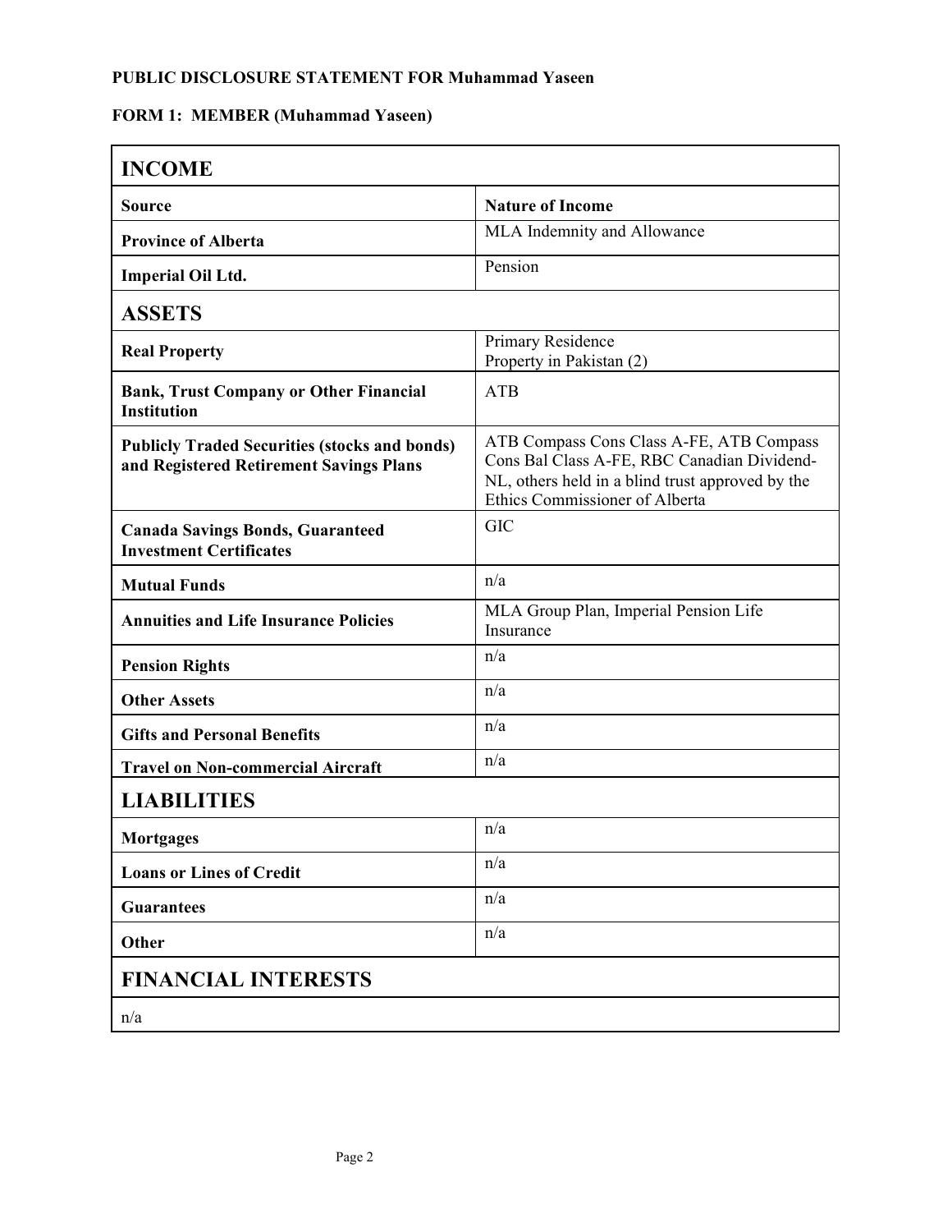**PUBLIC DISCLOSURE STATEMENT FOR Muhammad Yaseen**

**FORM 1: MEMBER (Muhammad Yaseen)**

| **INCOME** | |
|---|---|
| **Source** | **Nature of Income** |
| **Province of Alberta** | MLA Indemnity and Allowance |
| **Imperial Oil Ltd.** | Pension |
| **ASSETS** | |
| **Real Property** | Primary Residence<br>Property in Pakistan (2) |
| **Bank, Trust Company or Other Financial Institution** | ATB |
| **Publicly Traded Securities (stocks and bonds) and Registered Retirement Savings Plans** | ATB Compass Cons Class A-FE, ATB Compass Cons Bal Class A-FE, RBC Canadian Dividend-NL, others held in a blind trust approved by the Ethics Commissioner of Alberta |
| **Canada Savings Bonds, Guaranteed Investment Certificates** | GIC |
| **Mutual Funds** | n/a |
| **Annuities and Life Insurance Policies** | MLA Group Plan, Imperial Pension Life Insurance |
| **Pension Rights** | n/a |
| **Other Assets** | n/a |
| **Gifts and Personal Benefits** | n/a |
| **Travel on Non-commercial Aircraft** | n/a |
| **LIABILITIES** | |
| **Mortgages** | n/a |
| **Loans or Lines of Credit** | n/a |
| **Guarantees** | n/a |
| **Other** | n/a |
| **FINANCIAL INTERESTS** | |
| n/a | |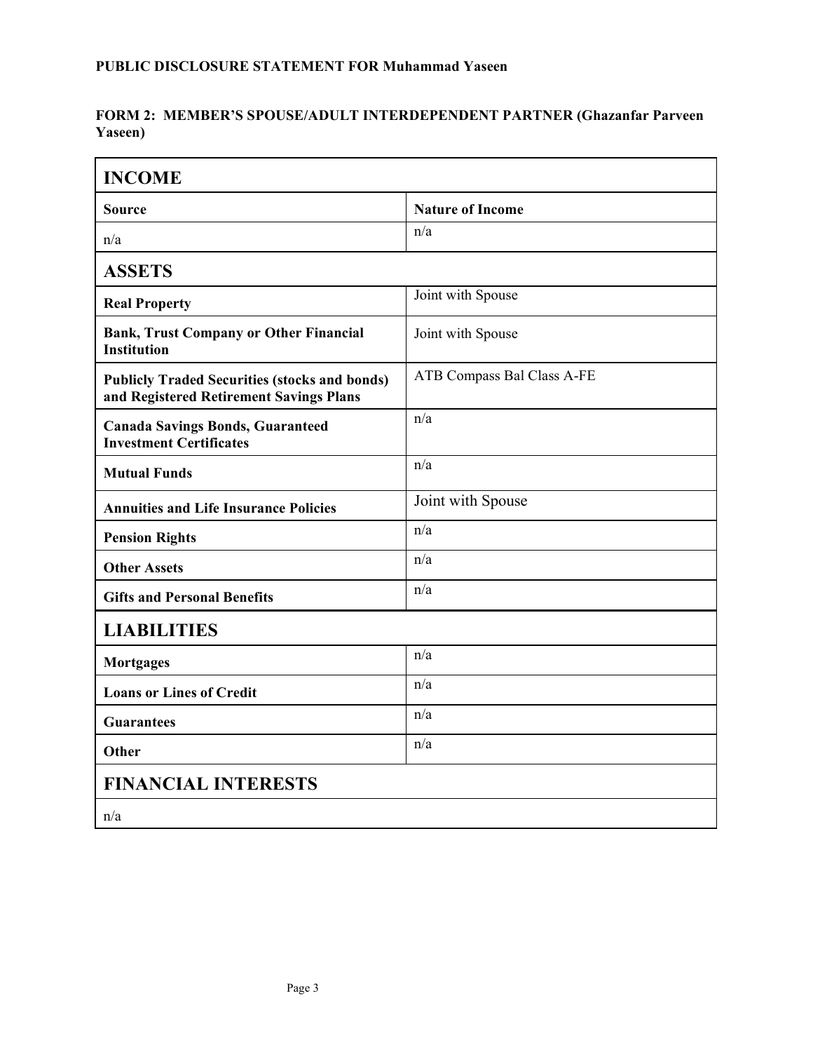**PUBLIC DISCLOSURE STATEMENT FOR Muhammad Yaseen**

**FORM 2: MEMBER'S SPOUSE/ADULT INTERDEPENDENT PARTNER (Ghazanfar Parveen Yaseen)**

| **INCOME** | |
|---|---|
| **Source** | **Nature of Income** |
| n/a | n/a |
| **ASSETS** | |
| **Real Property** | Joint with Spouse |
| **Bank, Trust Company or Other Financial Institution** | Joint with Spouse |
| **Publicly Traded Securities (stocks and bonds) and Registered Retirement Savings Plans** | ATB Compass Bal Class A-FE |
| **Canada Savings Bonds, Guaranteed Investment Certificates** | n/a |
| **Mutual Funds** | n/a |
| **Annuities and Life Insurance Policies** | Joint with Spouse |
| **Pension Rights** | n/a |
| **Other Assets** | n/a |
| **Gifts and Personal Benefits** | n/a |
| **LIABILITIES** | |
| **Mortgages** | n/a |
| **Loans or Lines of Credit** | n/a |
| **Guarantees** | n/a |
| **Other** | n/a |
| **FINANCIAL INTERESTS** | |
| n/a | |